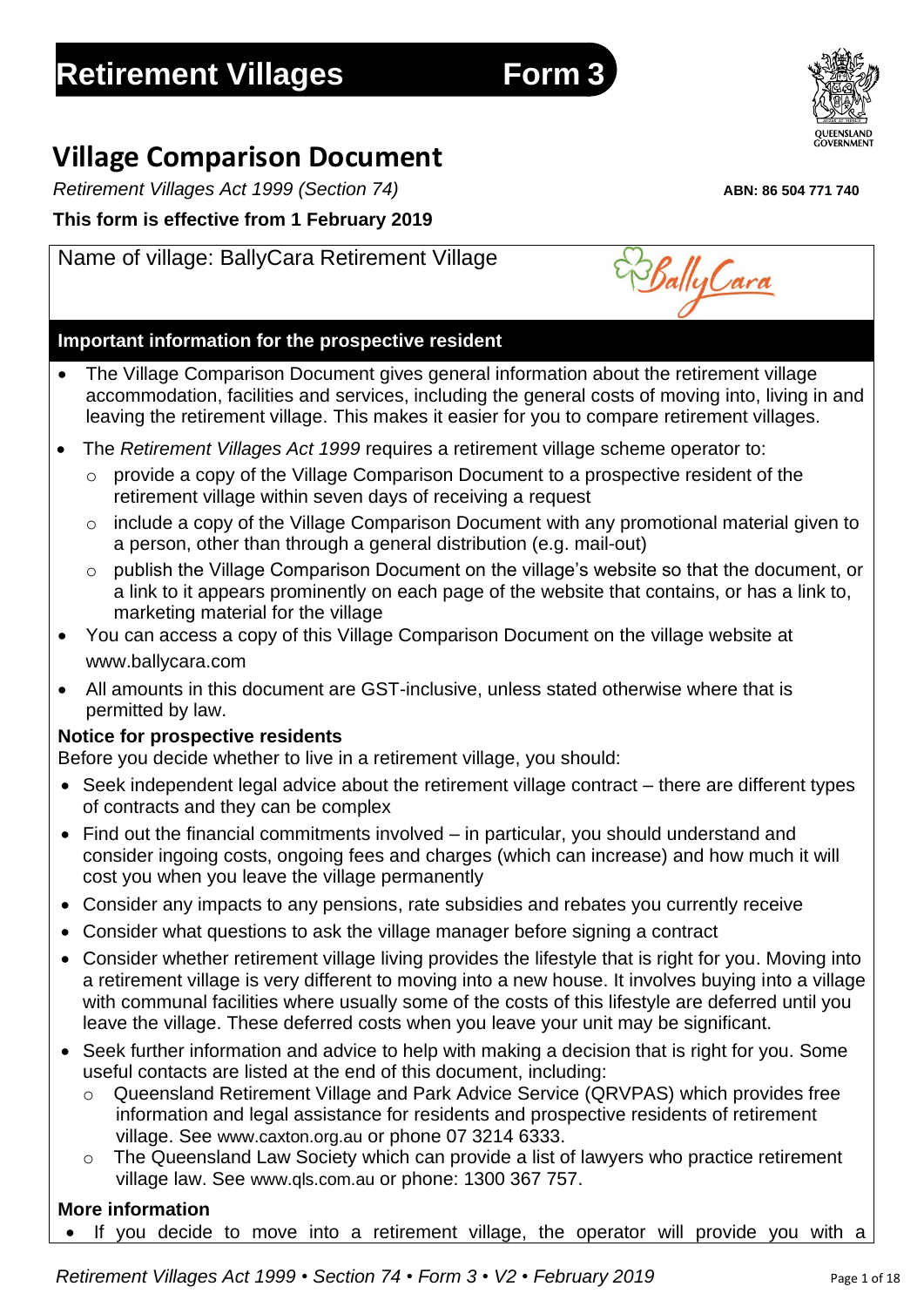# Retirement Villages Form 3

## Village Comparison Document

*Retirement Villages Act 1999 (Section 74)*

**ABN: 86 504 771 740**

**This form is effective from 1 February 2019**

Name of village: BallyCara Retirement Village

### Important information for the prospective resident

- The Village Comparison Document gives general information about the retirement village accommodation, facilities and services, including the general costs of moving into, living in and leaving the retirement village. This makes it easier for you to compare retirement villages.
- The *Retirement Villages Act 1999* requires a retirement village scheme operator to:
  - provide a copy of the Village Comparison Document to a prospective resident of the retirement village within seven days of receiving a request
  - include a copy of the Village Comparison Document with any promotional material given to a person, other than through a general distribution (e.g. mail-out)
  - publish the Village Comparison Document on the village's website so that the document, or a link to it appears prominently on each page of the website that contains, or has a link to, marketing material for the village
- You can access a copy of this Village Comparison Document on the village website at www.ballycara.com
- All amounts in this document are GST-inclusive, unless stated otherwise where that is permitted by law.

**Notice for prospective residents**

Before you decide whether to live in a retirement village, you should:

- Seek independent legal advice about the retirement village contract – there are different types of contracts and they can be complex
- Find out the financial commitments involved – in particular, you should understand and consider ingoing costs, ongoing fees and charges (which can increase) and how much it will cost you when you leave the village permanently
- Consider any impacts to any pensions, rate subsidies and rebates you currently receive
- Consider what questions to ask the village manager before signing a contract
- Consider whether retirement village living provides the lifestyle that is right for you. Moving into a retirement village is very different to moving into a new house. It involves buying into a village with communal facilities where usually some of the costs of this lifestyle are deferred until you leave the village. These deferred costs when you leave your unit may be significant.
- Seek further information and advice to help with making a decision that is right for you. Some useful contacts are listed at the end of this document, including:
  - Queensland Retirement Village and Park Advice Service (QRVPAS) which provides free information and legal assistance for residents and prospective residents of retirement village. See www.caxton.org.au or phone 07 3214 6333.
  - The Queensland Law Society which can provide a list of lawyers who practice retirement village law. See www.qls.com.au or phone: 1300 367 757.

**More information**

- If you decide to move into a retirement village, the operator will provide you with a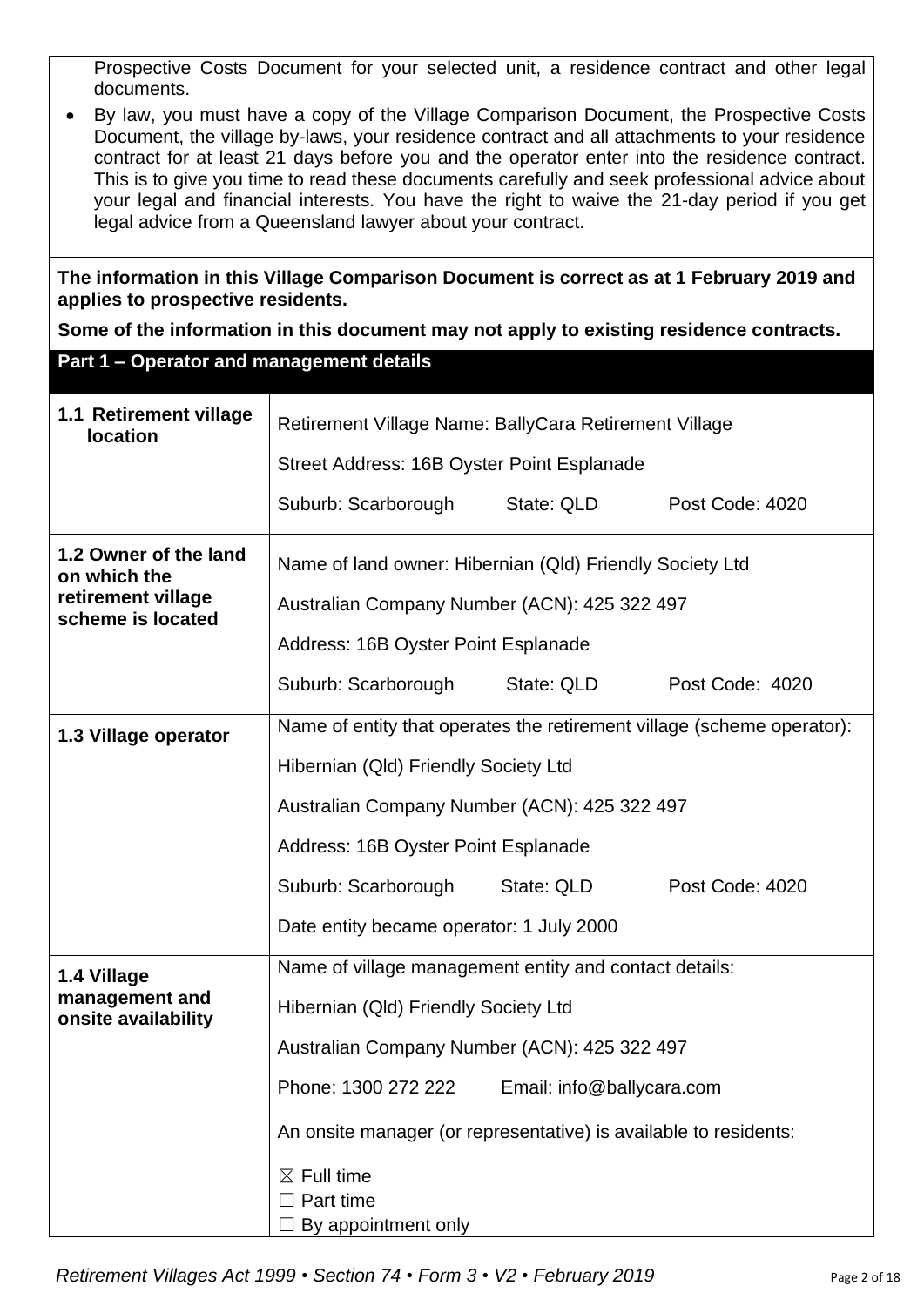Prospective Costs Document for your selected unit, a residence contract and other legal documents.

- By law, you must have a copy of the Village Comparison Document, the Prospective Costs Document, the village by-laws, your residence contract and all attachments to your residence contract for at least 21 days before you and the operator enter into the residence contract. This is to give you time to read these documents carefully and seek professional advice about your legal and financial interests. You have the right to waive the 21-day period if you get legal advice from a Queensland lawyer about your contract.

**The information in this Village Comparison Document is correct as at 1 February 2019 and applies to prospective residents.**

**Some of the information in this document may not apply to existing residence contracts.**

## Part 1 – Operator and management details

| | |
|---|---|
| **1.1 Retirement village location** | Retirement Village Name: BallyCara Retirement Village<br>Street Address: 16B Oyster Point Esplanade<br>Suburb: Scarborough State: QLD Post Code: 4020 |
| **1.2 Owner of the land on which the retirement village scheme is located** | Name of land owner: Hibernian (Qld) Friendly Society Ltd<br>Australian Company Number (ACN): 425 322 497<br>Address: 16B Oyster Point Esplanade<br>Suburb: Scarborough State: QLD Post Code: 4020 |
| **1.3 Village operator** | Name of entity that operates the retirement village (scheme operator):<br>Hibernian (Qld) Friendly Society Ltd<br>Australian Company Number (ACN): 425 322 497<br>Address: 16B Oyster Point Esplanade<br>Suburb: Scarborough State: QLD Post Code: 4020<br>Date entity became operator: 1 July 2000 |
| **1.4 Village management and onsite availability** | Name of village management entity and contact details:<br>Hibernian (Qld) Friendly Society Ltd<br>Australian Company Number (ACN): 425 322 497<br>Phone: 1300 272 222 Email: info@ballycara.com<br>An onsite manager (or representative) is available to residents:<br>☒ Full time<br>☐ Part time<br>☐ By appointment only |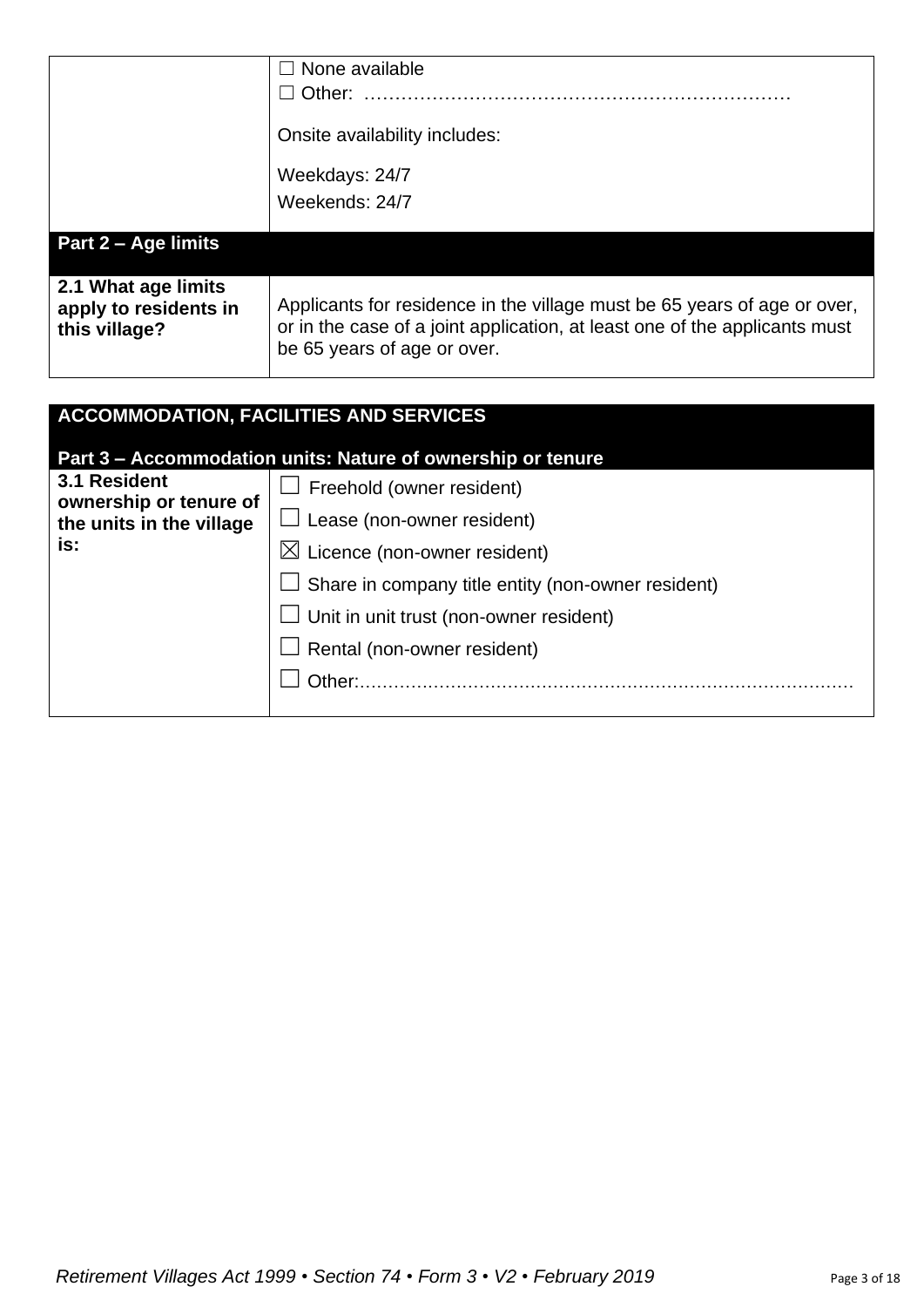| | |
|---|---|
| | ☐ None available<br>☐ Other: ……………………………………………………………<br><br>Onsite availability includes:<br><br>Weekdays: 24/7<br>Weekends: 24/7 |
| **Part 2 – Age limits** | |
| **2.1 What age limits apply to residents in this village?** | Applicants for residence in the village must be 65 years of age or over, or in the case of a joint application, at least one of the applicants must be 65 years of age or over. |

| **ACCOMMODATION, FACILITIES AND SERVICES**<br><br>**Part 3 – Accommodation units: Nature of ownership or tenure** | |
|---|---|
| **3.1 Resident ownership or tenure of the units in the village is:** | ☐ Freehold (owner resident)<br>☐ Lease (non-owner resident)<br>☒ Licence (non-owner resident)<br>☐ Share in company title entity (non-owner resident)<br>☐ Unit in unit trust (non-owner resident)<br>☐ Rental (non-owner resident)<br>☐ Other:…………………………………………………………………………… |

*Retirement Villages Act 1999 • Section 74 • Form 3 • V2 • February 2019*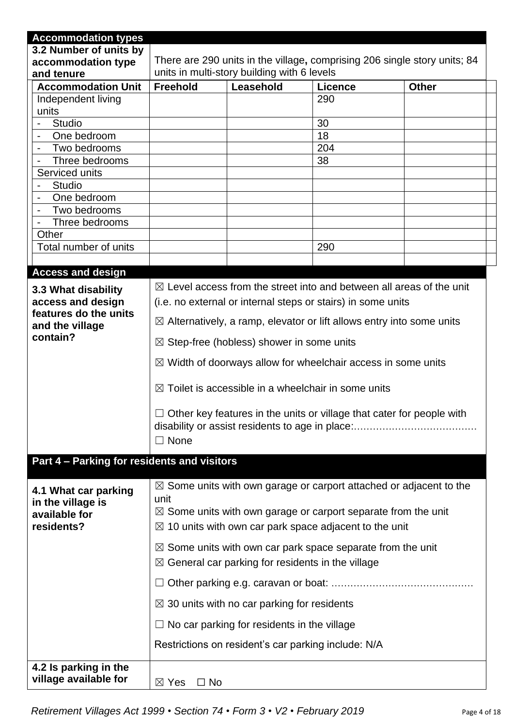| **Accommodation types** | | | | |
|---|---|---|---|---|
| **3.2 Number of units by accommodation type and tenure** | There are 290 units in the village**,** comprising 206 single story units; 84 units in multi-story building with 6 levels | | | |
| **Accommodation Unit** | **Freehold** | **Leasehold** | **Licence** | **Other** |
| Independent living units | | | 290 | |
| - Studio | | | 30 | |
| - One bedroom | | | 18 | |
| - Two bedrooms | | | 204 | |
| - Three bedrooms | | | 38 | |
| Serviced units | | | | |
| - Studio | | | | |
| - One bedroom | | | | |
| - Two bedrooms | | | | |
| - Three bedrooms | | | | |
| Other | | | | |
| Total number of units | | | 290 | |
| | | | | |

| **Access and design** | |
|---|---|
| **3.3 What disability access and design features do the units and the village contain?** | ☒ Level access from the street into and between all areas of the unit (i.e. no external or internal steps or stairs) in some units<br>☒ Alternatively, a ramp, elevator or lift allows entry into some units<br>☒ Step-free (hobless) shower in some units<br>☒ Width of doorways allow for wheelchair access in some units<br>☒ Toilet is accessible in a wheelchair in some units<br>☐ Other key features in the units or village that cater for people with disability or assist residents to age in place:…………………………………<br>☐ None |

| **Part 4 – Parking for residents and visitors** | |
|---|---|
| **4.1 What car parking in the village is available for residents?** | ☒ Some units with own garage or carport attached or adjacent to the unit<br>☒ Some units with own garage or carport separate from the unit<br>☒ 10 units with own car park space adjacent to the unit<br>☒ Some units with own car park space separate from the unit<br>☒ General car parking for residents in the village<br>☐ Other parking e.g. caravan or boat: ………………………………………<br>☒ 30 units with no car parking for residents<br>☐ No car parking for residents in the village<br>Restrictions on resident's car parking include: N/A |
| **4.2 Is parking in the village available for** | ☒ Yes ☐ No |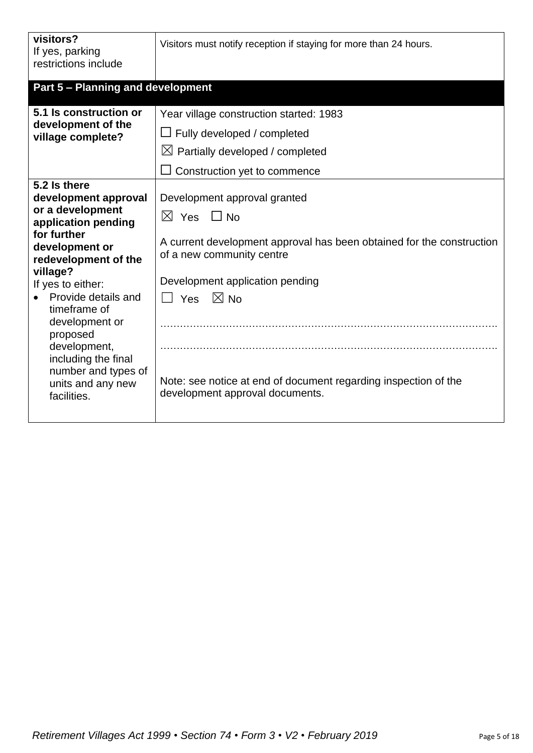| **visitors?** If yes, parking restrictions include | Visitors must notify reception if staying for more than 24 hours. |
|---|---|

## Part 5 – Planning and development

| | |
|---|---|
| **5.1 Is construction or development of the village complete?** | Year village construction started: 1983<br>☐ Fully developed / completed<br>☒ Partially developed / completed<br>☐ Construction yet to commence |
| **5.2 Is there development approval or a development application pending for further development or redevelopment of the village?**<br>If yes to either:<br>• Provide details and timeframe of development or proposed development, including the final number and types of units and any new facilities. | Development approval granted<br>☒ Yes ☐ No<br><br>A current development approval has been obtained for the construction of a new community centre<br><br>Development application pending<br>☐ Yes ☒ No<br><br>……………………………………………………………………………………….<br>……………………………………………………………………………………….<br><br>Note: see notice at end of document regarding inspection of the development approval documents. |

*Retirement Villages Act 1999 • Section 74 • Form 3 • V2 • February 2019*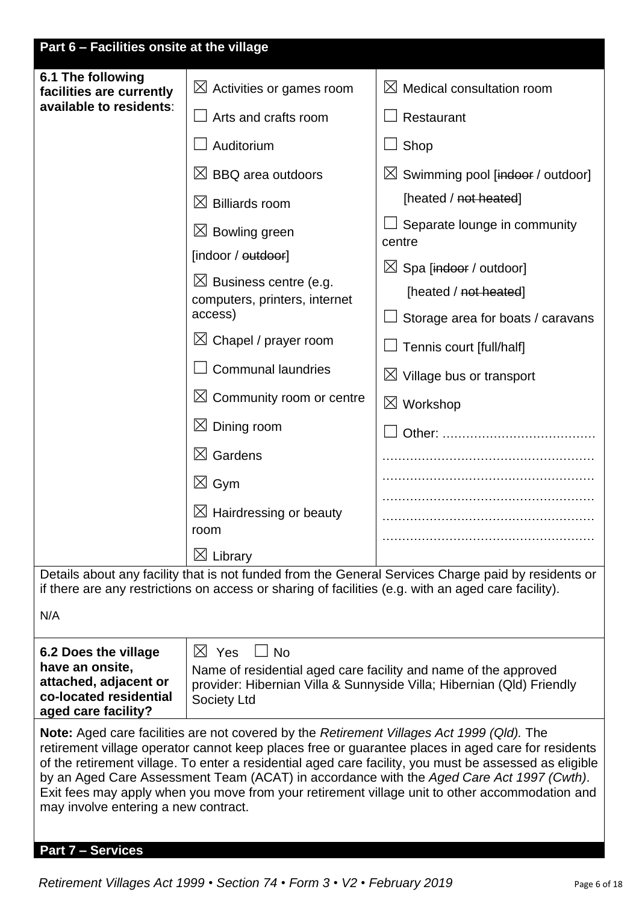## Part 6 – Facilities onsite at the village

**6.1 The following facilities are currently available to residents**:

| | |
|---|---|
| ☒ Activities or games room | ☒ Medical consultation room |
| ☐ Arts and crafts room | ☐ Restaurant |
| ☐ Auditorium | ☐ Shop |
| ☒ BBQ area outdoors | ☒ Swimming pool [~~indoor~~ / outdoor] [heated / ~~not heated~~] |
| ☒ Billiards room | ☐ Separate lounge in community centre |
| ☒ Bowling green [indoor / ~~outdoor~~] | ☒ Spa [~~indoor~~ / outdoor] [heated / ~~not heated~~] |
| ☒ Business centre (e.g. computers, printers, internet access) | ☐ Storage area for boats / caravans |
| ☒ Chapel / prayer room | ☐ Tennis court [full/half] |
| ☐ Communal laundries | ☒ Village bus or transport |
| ☒ Community room or centre | ☒ Workshop |
| ☒ Dining room | ☐ Other: ...................................... |
| ☒ Gardens | |
| ☒ Gym | |
| ☒ Hairdressing or beauty room | |
| ☒ Library | |

Details about any facility that is not funded from the General Services Charge paid by residents or if there are any restrictions on access or sharing of facilities (e.g. with an aged care facility).

N/A

**6.2 Does the village have an onsite, attached, adjacent or co-located residential aged care facility?**

☒ Yes ☐ No

Name of residential aged care facility and name of the approved provider: Hibernian Villa & Sunnyside Villa; Hibernian (Qld) Friendly Society Ltd

**Note:** Aged care facilities are not covered by the *Retirement Villages Act 1999 (Qld).* The retirement village operator cannot keep places free or guarantee places in aged care for residents of the retirement village. To enter a residential aged care facility, you must be assessed as eligible by an Aged Care Assessment Team (ACAT) in accordance with the *Aged Care Act 1997 (Cwth)*. Exit fees may apply when you move from your retirement village unit to other accommodation and may involve entering a new contract.

## Part 7 – Services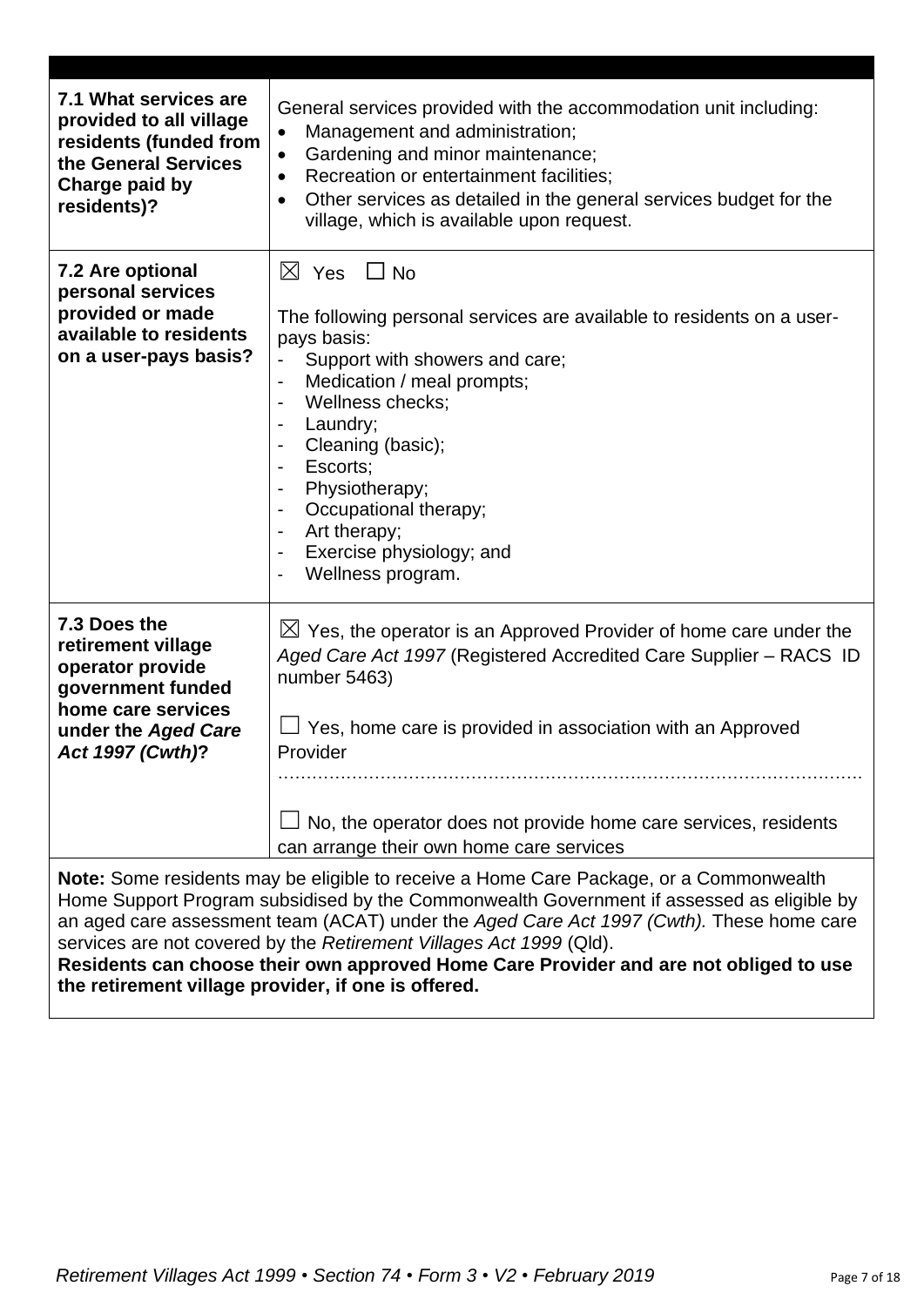| | |
|---|---|
| **7.1 What services are provided to all village residents (funded from the General Services Charge paid by residents)?** | General services provided with the accommodation unit including:<br>• Management and administration;<br>• Gardening and minor maintenance;<br>• Recreation or entertainment facilities;<br>• Other services as detailed in the general services budget for the village, which is available upon request. |
| **7.2 Are optional personal services provided or made available to residents on a user-pays basis?** | ☒ Yes ☐ No<br><br>The following personal services are available to residents on a user-pays basis:<br>- Support with showers and care;<br>- Medication / meal prompts;<br>- Wellness checks;<br>- Laundry;<br>- Cleaning (basic);<br>- Escorts;<br>- Physiotherapy;<br>- Occupational therapy;<br>- Art therapy;<br>- Exercise physiology; and<br>- Wellness program. |
| **7.3 Does the retirement village operator provide government funded home care services under the *Aged Care Act 1997 (Cwth)*?** | ☒ Yes, the operator is an Approved Provider of home care under the *Aged Care Act 1997* (Registered Accredited Care Supplier – RACS ID number 5463)<br><br>☐ Yes, home care is provided in association with an Approved Provider<br>………………………………………………………………………………………<br><br>☐ No, the operator does not provide home care services, residents can arrange their own home care services |

**Note:** Some residents may be eligible to receive a Home Care Package, or a Commonwealth Home Support Program subsidised by the Commonwealth Government if assessed as eligible by an aged care assessment team (ACAT) under the *Aged Care Act 1997 (Cwth).* These home care services are not covered by the *Retirement Villages Act 1999* (Qld).
**Residents can choose their own approved Home Care Provider and are not obliged to use the retirement village provider, if one is offered.**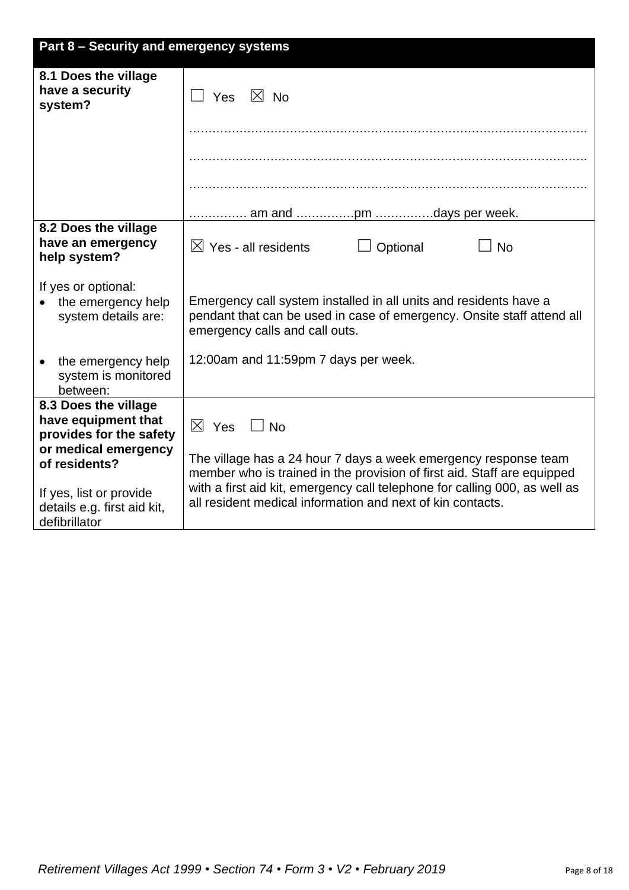| Part 8 – Security and emergency systems | |
|---|---|
| **8.1 Does the village have a security system?** | ☐ Yes ☒ No<br><br>……………………………………………………………………………………<br>……………………………………………………………………………………<br>……………………………………………………………………………………<br>…………… am and ……………pm ……………days per week. |
| **8.2 Does the village have an emergency help system?**<br><br>If yes or optional:<br>• the emergency help system details are:<br><br>• the emergency help system is monitored between: | ☒ Yes - all residents ☐ Optional ☐ No<br><br>Emergency call system installed in all units and residents have a pendant that can be used in case of emergency. Onsite staff attend all emergency calls and call outs.<br><br>12:00am and 11:59pm 7 days per week. |
| **8.3 Does the village have equipment that provides for the safety or medical emergency of residents?**<br><br>If yes, list or provide details e.g. first aid kit, defibrillator | ☒ Yes ☐ No<br><br>The village has a 24 hour 7 days a week emergency response team member who is trained in the provision of first aid. Staff are equipped with a first aid kit, emergency call telephone for calling 000, as well as all resident medical information and next of kin contacts. |

*Retirement Villages Act 1999 • Section 74 • Form 3 • V2 • February 2019*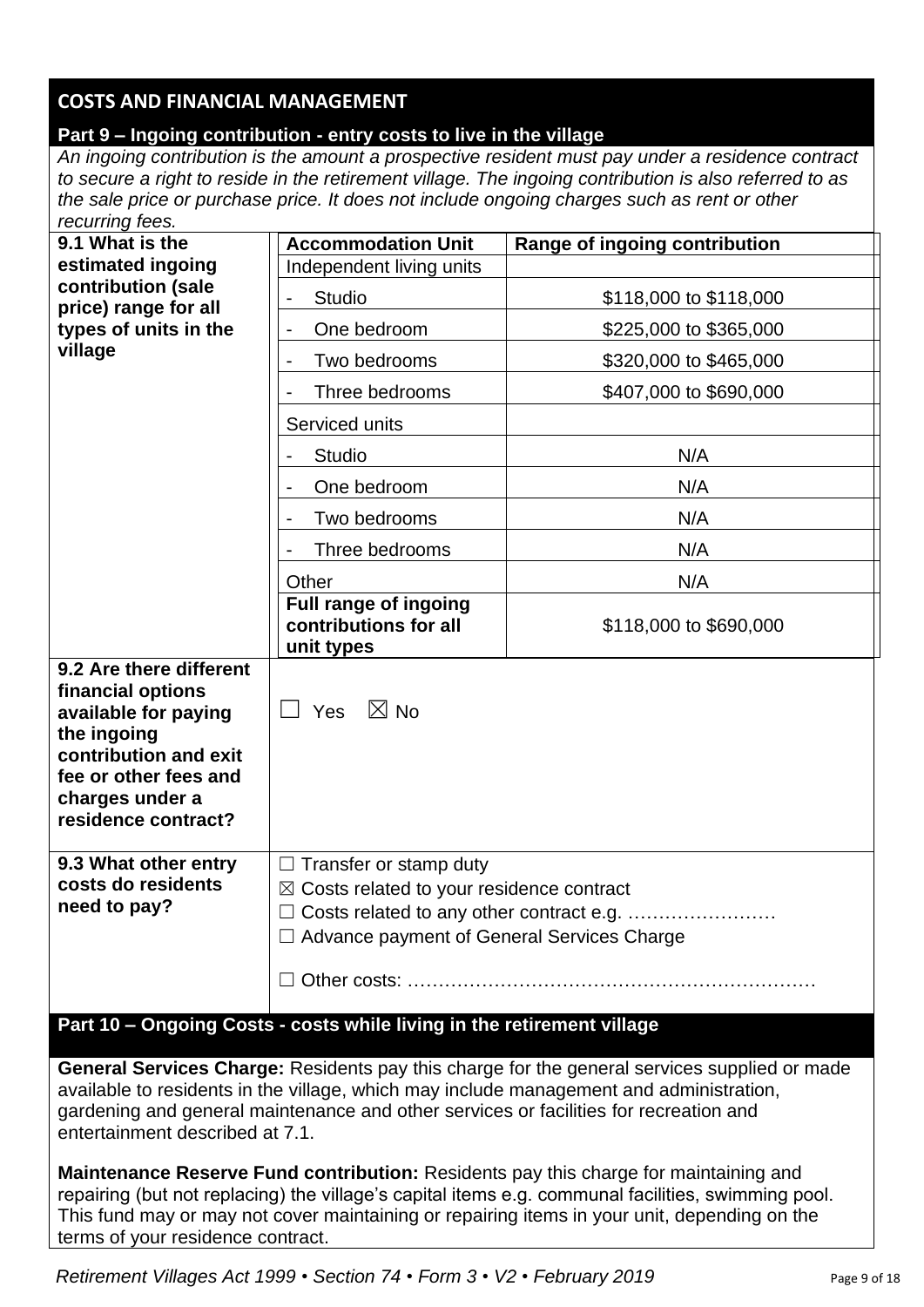## COSTS AND FINANCIAL MANAGEMENT

### Part 9 – Ingoing contribution - entry costs to live in the village

*An ingoing contribution is the amount a prospective resident must pay under a residence contract to secure a right to reside in the retirement village. The ingoing contribution is also referred to as the sale price or purchase price. It does not include ongoing charges such as rent or other recurring fees.*

**9.1 What is the estimated ingoing contribution (sale price) range for all types of units in the village**

| Accommodation Unit | Range of ingoing contribution |
|---|---|
| Independent living units | |
| - Studio | $118,000 to $118,000 |
| - One bedroom | $225,000 to $365,000 |
| - Two bedrooms | $320,000 to $465,000 |
| - Three bedrooms | $407,000 to $690,000 |
| Serviced units | |
| - Studio | N/A |
| - One bedroom | N/A |
| - Two bedrooms | N/A |
| - Three bedrooms | N/A |
| Other | N/A |
| **Full range of ingoing contributions for all unit types** | $118,000 to $690,000 |

**9.2 Are there different financial options available for paying the ingoing contribution and exit fee or other fees and charges under a residence contract?**

☐ Yes ☒ No

**9.3 What other entry costs do residents need to pay?**

☐ Transfer or stamp duty
☒ Costs related to your residence contract
☐ Costs related to any other contract e.g. ……………………
☐ Advance payment of General Services Charge
☐ Other costs: …………………………………………………………

### Part 10 – Ongoing Costs - costs while living in the retirement village

**General Services Charge:** Residents pay this charge for the general services supplied or made available to residents in the village, which may include management and administration, gardening and general maintenance and other services or facilities for recreation and entertainment described at 7.1.

**Maintenance Reserve Fund contribution:** Residents pay this charge for maintaining and repairing (but not replacing) the village's capital items e.g. communal facilities, swimming pool. This fund may or may not cover maintaining or repairing items in your unit, depending on the terms of your residence contract.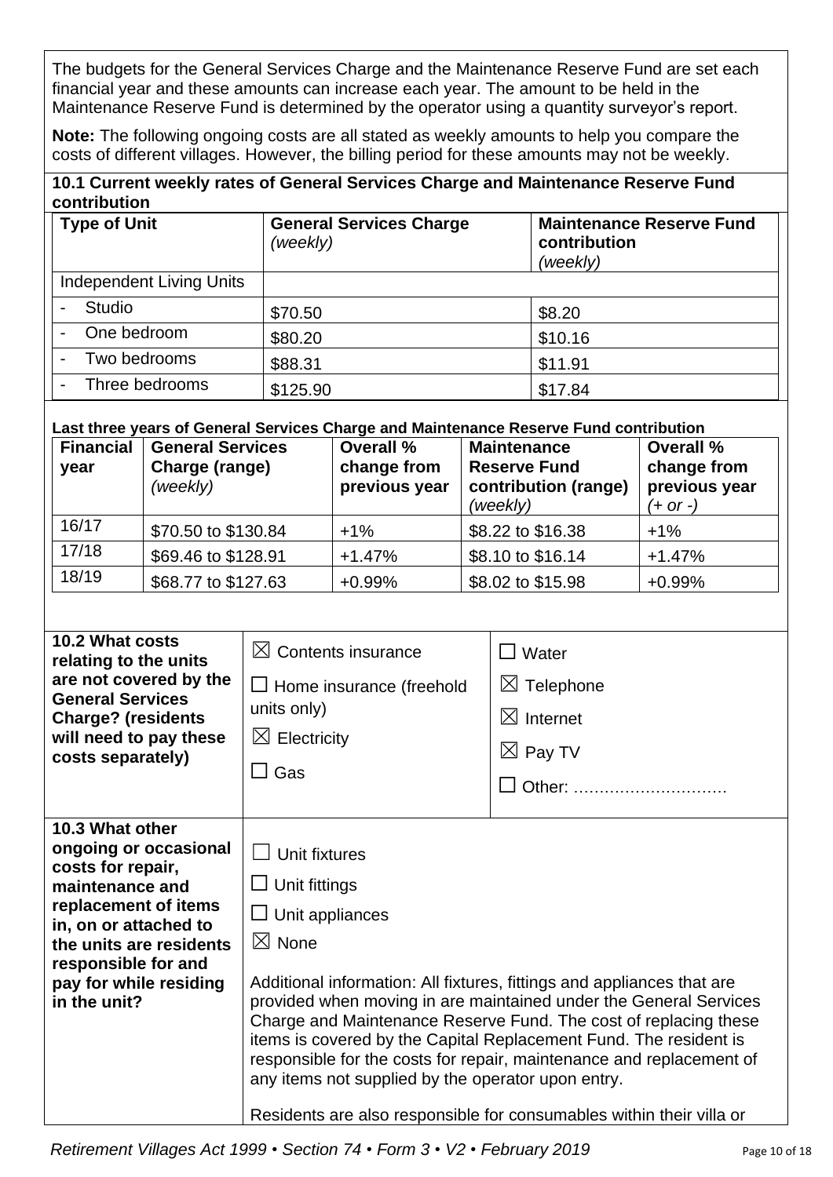The budgets for the General Services Charge and the Maintenance Reserve Fund are set each financial year and these amounts can increase each year. The amount to be held in the Maintenance Reserve Fund is determined by the operator using a quantity surveyor's report.

**Note:** The following ongoing costs are all stated as weekly amounts to help you compare the costs of different villages. However, the billing period for these amounts may not be weekly.

**10.1 Current weekly rates of General Services Charge and Maintenance Reserve Fund contribution**

| **Type of Unit** | **General Services Charge** *(weekly)* | **Maintenance Reserve Fund contribution** *(weekly)* |
|---|---|---|
| Independent Living Units | | |
| - Studio | $70.50 | $8.20 |
| - One bedroom | $80.20 | $10.16 |
| - Two bedrooms | $88.31 | $11.91 |
| - Three bedrooms | $125.90 | $17.84 |

**Last three years of General Services Charge and Maintenance Reserve Fund contribution**

| **Financial year** | **General Services Charge (range)** *(weekly)* | **Overall % change from previous year** | **Maintenance Reserve Fund contribution (range)** *(weekly)* | **Overall % change from previous year** *(+ or -)* |
|---|---|---|---|---|
| 16/17 | $70.50 to $130.84 | +1% | $8.22 to $16.38 | +1% |
| 17/18 | $69.46 to $128.91 | +1.47% | $8.10 to $16.14 | +1.47% |
| 18/19 | $68.77 to $127.63 | +0.99% | $8.02 to $15.98 | +0.99% |

**10.2 What costs relating to the units are not covered by the General Services Charge? (residents will need to pay these costs separately)**

- ☒ Contents insurance
- ☐ Home insurance (freehold units only)
- ☒ Electricity
- ☐ Gas
- ☐ Water
- ☒ Telephone
- ☒ Internet
- ☒ Pay TV
- ☐ Other: …………………………

**10.3 What other ongoing or occasional costs for repair, maintenance and replacement of items in, on or attached to the units are residents responsible for and pay for while residing in the unit?**

- ☐ Unit fixtures
- ☐ Unit fittings
- ☐ Unit appliances
- ☒ None

Additional information: All fixtures, fittings and appliances that are provided when moving in are maintained under the General Services Charge and Maintenance Reserve Fund. The cost of replacing these items is covered by the Capital Replacement Fund. The resident is responsible for the costs for repair, maintenance and replacement of any items not supplied by the operator upon entry.

Residents are also responsible for consumables within their villa or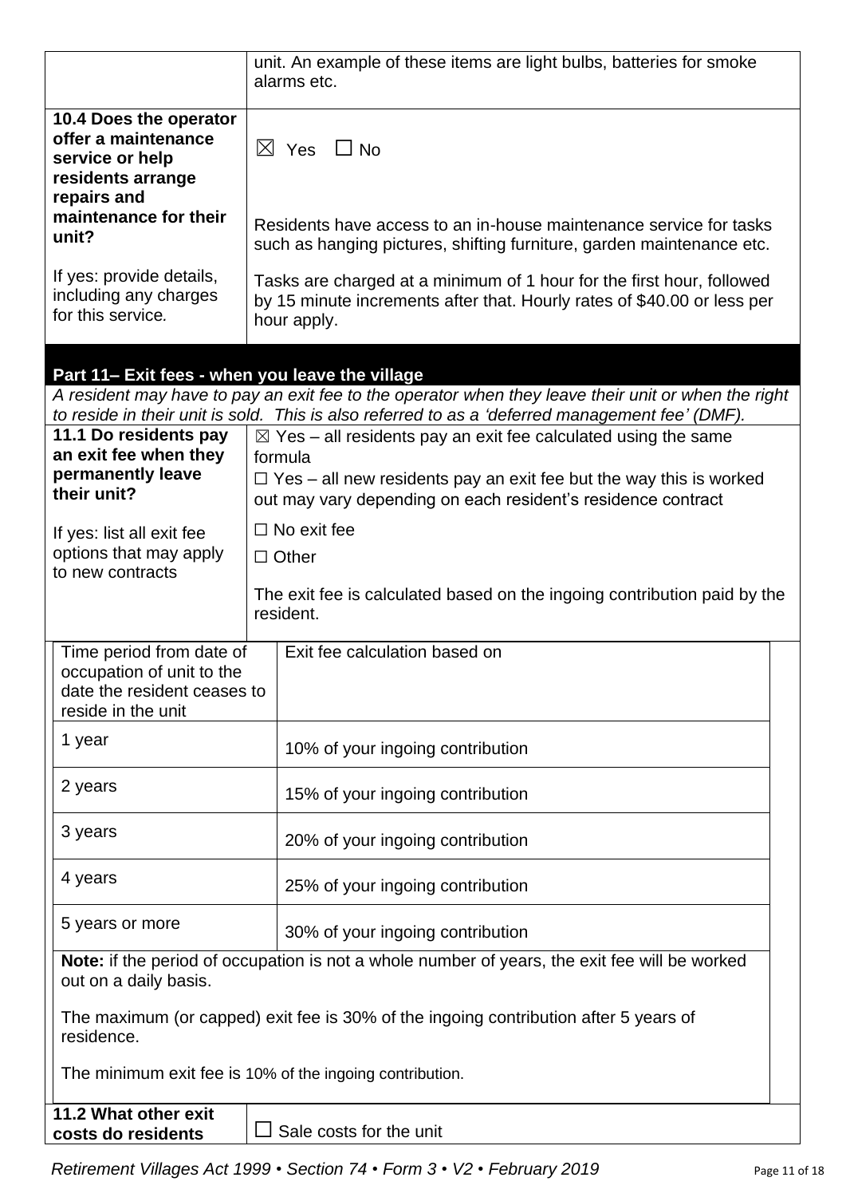| | |
|---|---|
| | unit. An example of these items are light bulbs, batteries for smoke alarms etc. |
| **10.4 Does the operator offer a maintenance service or help residents arrange repairs and maintenance for their unit?**<br><br>If yes: provide details, including any charges for this service. | ☒ Yes ☐ No<br><br>Residents have access to an in-house maintenance service for tasks such as hanging pictures, shifting furniture, garden maintenance etc.<br><br>Tasks are charged at a minimum of 1 hour for the first hour, followed by 15 minute increments after that. Hourly rates of $40.00 or less per hour apply. |

## Part 11– Exit fees - when you leave the village

*A resident may have to pay an exit fee to the operator when they leave their unit or when the right to reside in their unit is sold. This is also referred to as a 'deferred management fee' (DMF).*

| | |
|---|---|
| **11.1 Do residents pay an exit fee when they permanently leave their unit?**<br><br>If yes: list all exit fee options that may apply to new contracts | ☒ Yes – all residents pay an exit fee calculated using the same formula<br>☐ Yes – all new residents pay an exit fee but the way this is worked out may vary depending on each resident's residence contract<br>☐ No exit fee<br>☐ Other<br><br>The exit fee is calculated based on the ingoing contribution paid by the resident. |

| Time period from date of occupation of unit to the date the resident ceases to reside in the unit | Exit fee calculation based on |
|---|---|
| 1 year | 10% of your ingoing contribution |
| 2 years | 15% of your ingoing contribution |
| 3 years | 20% of your ingoing contribution |
| 4 years | 25% of your ingoing contribution |
| 5 years or more | 30% of your ingoing contribution |

**Note:** if the period of occupation is not a whole number of years, the exit fee will be worked out on a daily basis.

The maximum (or capped) exit fee is 30% of the ingoing contribution after 5 years of residence.

The minimum exit fee is 10% of the ingoing contribution.

| | |
|---|---|
| **11.2 What other exit costs do residents** | ☐ Sale costs for the unit |

*Retirement Villages Act 1999 • Section 74 • Form 3 • V2 • February 2019*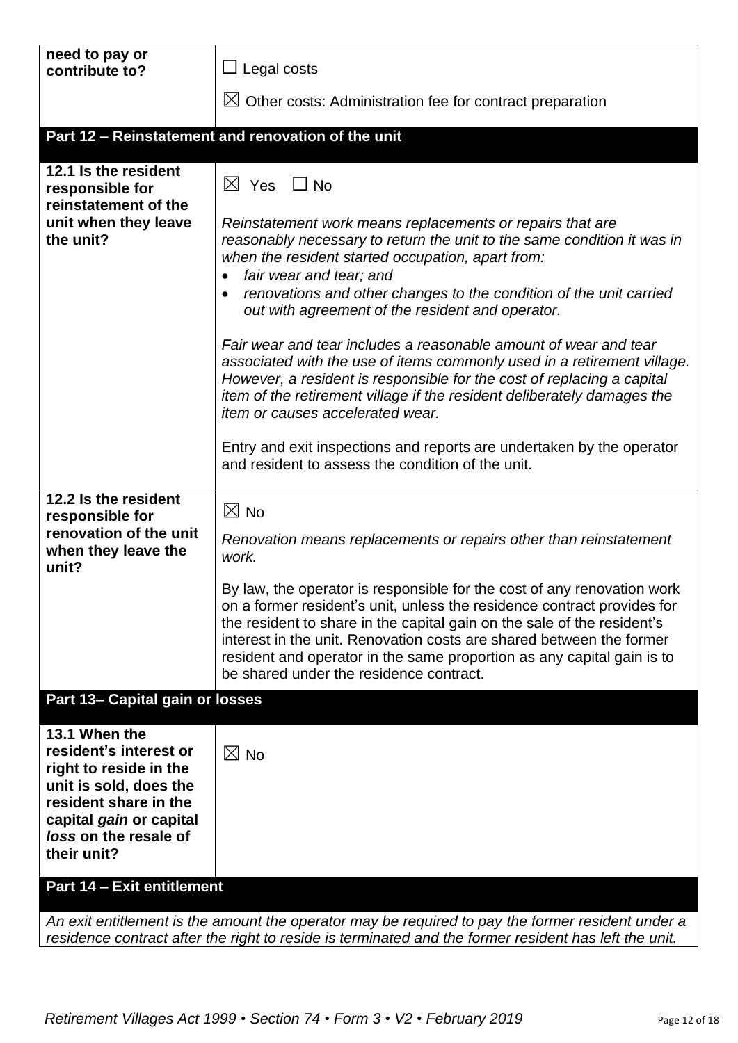| **need to pay or contribute to?** | ☐ Legal costs<br><br>☒ Other costs: Administration fee for contract preparation |
| --- | --- |

## Part 12 – Reinstatement and renovation of the unit

| | |
| --- | --- |
| **12.1 Is the resident responsible for reinstatement of the unit when they leave the unit?** | ☒ Yes ☐ No<br><br>*Reinstatement work means replacements or repairs that are reasonably necessary to return the unit to the same condition it was in when the resident started occupation, apart from:*<br>• *fair wear and tear; and*<br>• *renovations and other changes to the condition of the unit carried out with agreement of the resident and operator.*<br><br>*Fair wear and tear includes a reasonable amount of wear and tear associated with the use of items commonly used in a retirement village. However, a resident is responsible for the cost of replacing a capital item of the retirement village if the resident deliberately damages the item or causes accelerated wear.*<br><br>Entry and exit inspections and reports are undertaken by the operator and resident to assess the condition of the unit. |
| **12.2 Is the resident responsible for renovation of the unit when they leave the unit?** | ☒ No<br><br>*Renovation means replacements or repairs other than reinstatement work.*<br><br>By law, the operator is responsible for the cost of any renovation work on a former resident's unit, unless the residence contract provides for the resident to share in the capital gain on the sale of the resident's interest in the unit. Renovation costs are shared between the former resident and operator in the same proportion as any capital gain is to be shared under the residence contract. |

## Part 13– Capital gain or losses

| | |
| --- | --- |
| **13.1 When the resident's interest or right to reside in the unit is sold, does the resident share in the capital *gain* or capital *loss* on the resale of their unit?** | ☒ No |

## Part 14 – Exit entitlement

*An exit entitlement is the amount the operator may be required to pay the former resident under a residence contract after the right to reside is terminated and the former resident has left the unit.*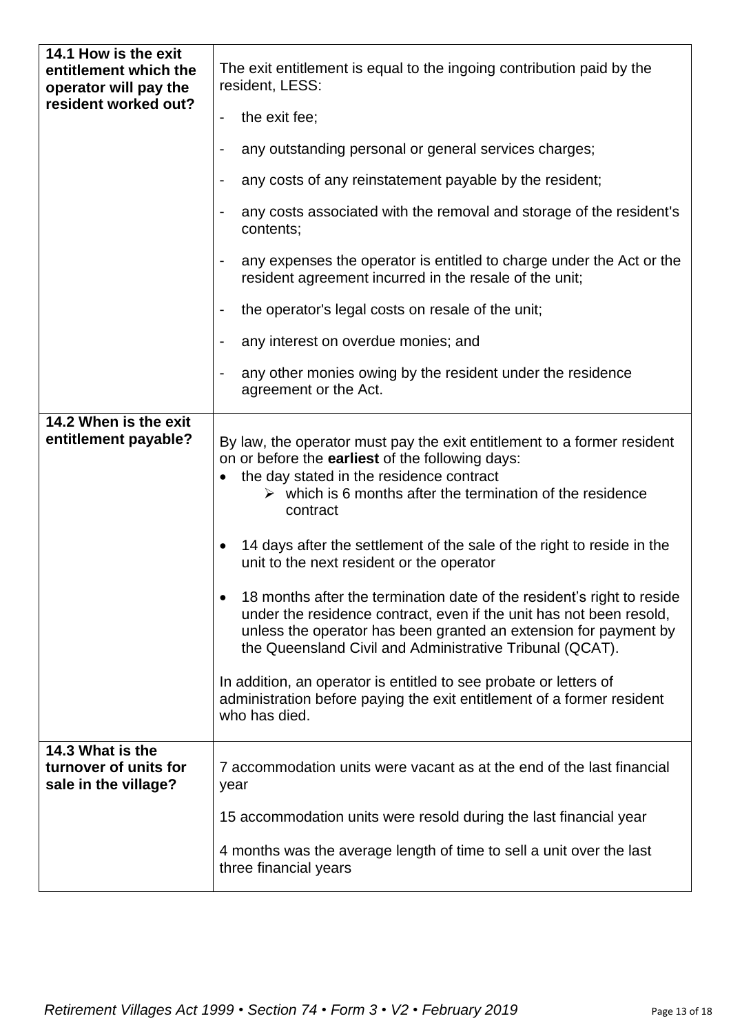| | |
|---|---|
| **14.1 How is the exit entitlement which the operator will pay the resident worked out?** | The exit entitlement is equal to the ingoing contribution paid by the resident, LESS:<br>- the exit fee;<br>- any outstanding personal or general services charges;<br>- any costs of any reinstatement payable by the resident;<br>- any costs associated with the removal and storage of the resident's contents;<br>- any expenses the operator is entitled to charge under the Act or the resident agreement incurred in the resale of the unit;<br>- the operator's legal costs on resale of the unit;<br>- any interest on overdue monies; and<br>- any other monies owing by the resident under the residence agreement or the Act. |
| **14.2 When is the exit entitlement payable?** | By law, the operator must pay the exit entitlement to a former resident on or before the **earliest** of the following days:<br>• the day stated in the residence contract<br>&nbsp;&nbsp;&nbsp;&nbsp;➢ which is 6 months after the termination of the residence contract<br>• 14 days after the settlement of the sale of the right to reside in the unit to the next resident or the operator<br>• 18 months after the termination date of the resident's right to reside under the residence contract, even if the unit has not been resold, unless the operator has been granted an extension for payment by the Queensland Civil and Administrative Tribunal (QCAT).<br><br>In addition, an operator is entitled to see probate or letters of administration before paying the exit entitlement of a former resident who has died. |
| **14.3 What is the turnover of units for sale in the village?** | 7 accommodation units were vacant as at the end of the last financial year<br><br>15 accommodation units were resold during the last financial year<br><br>4 months was the average length of time to sell a unit over the last three financial years |

*Retirement Villages Act 1999 • Section 74 • Form 3 • V2 • February 2019*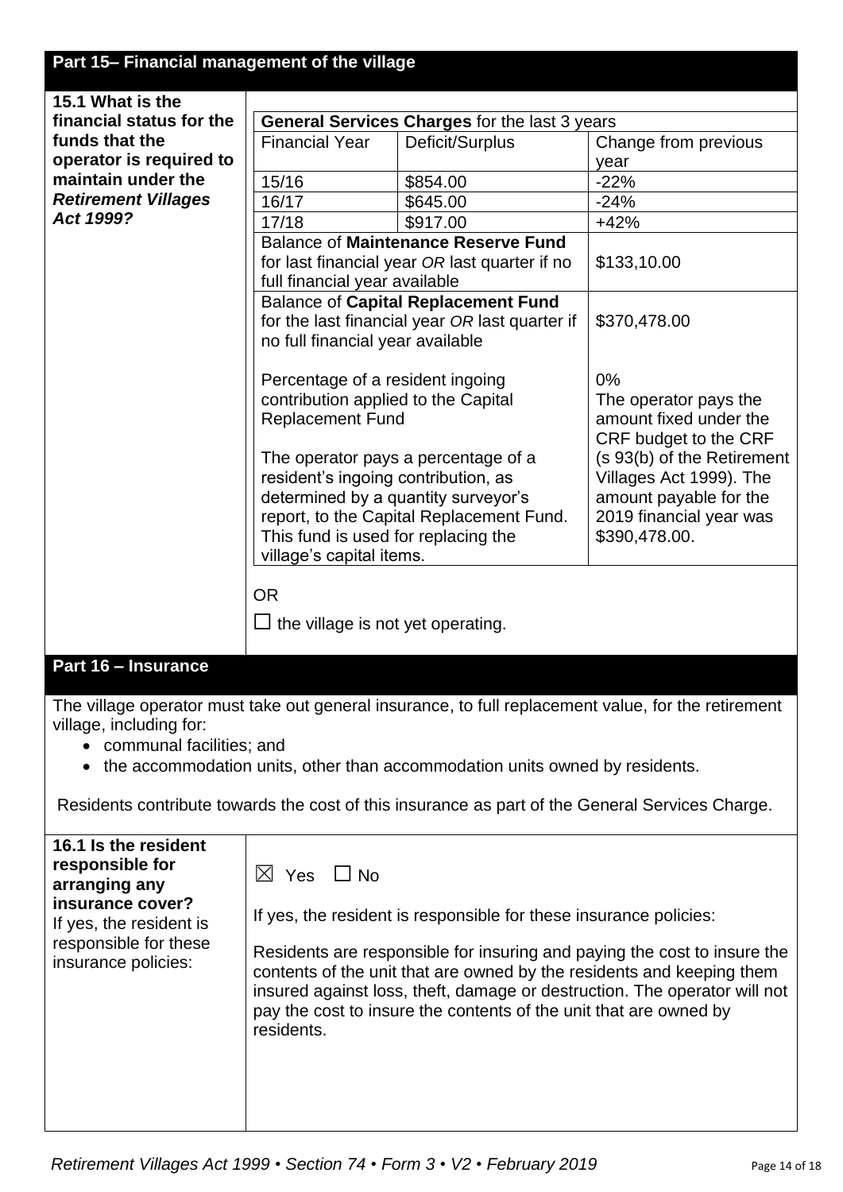## Part 15– Financial management of the village

**15.1 What is the financial status for the funds that the operator is required to maintain under the *Retirement Villages Act 1999?***

| **General Services Charges** for the last 3 years | | |
|---|---|---|
| Financial Year | Deficit/Surplus | Change from previous year |
| 15/16 | $854.00 | -22% |
| 16/17 | $645.00 | -24% |
| 17/18 | $917.00 | +42% |

| | |
|---|---|
| Balance of **Maintenance Reserve Fund** for last financial year *OR* last quarter if no full financial year available | $133,10.00 |
| Balance of **Capital Replacement Fund** for the last financial year *OR* last quarter if no full financial year available<br><br>Percentage of a resident ingoing contribution applied to the Capital Replacement Fund<br><br>The operator pays a percentage of a resident's ingoing contribution, as determined by a quantity surveyor's report, to the Capital Replacement Fund. This fund is used for replacing the village's capital items. | $370,478.00<br><br>0%<br>The operator pays the amount fixed under the CRF budget to the CRF (s 93(b) of the Retirement Villages Act 1999). The amount payable for the 2019 financial year was $390,478.00. |

OR

☐ the village is not yet operating.

## Part 16 – Insurance

The village operator must take out general insurance, to full replacement value, for the retirement village, including for:

- communal facilities; and
- the accommodation units, other than accommodation units owned by residents.

Residents contribute towards the cost of this insurance as part of the General Services Charge.

**16.1 Is the resident responsible for arranging any insurance cover?** If yes, the resident is responsible for these insurance policies:

☒ Yes ☐ No

If yes, the resident is responsible for these insurance policies:

Residents are responsible for insuring and paying the cost to insure the contents of the unit that are owned by the residents and keeping them insured against loss, theft, damage or destruction. The operator will not pay the cost to insure the contents of the unit that are owned by residents.

*Retirement Villages Act 1999 • Section 74 • Form 3 • V2 • February 2019*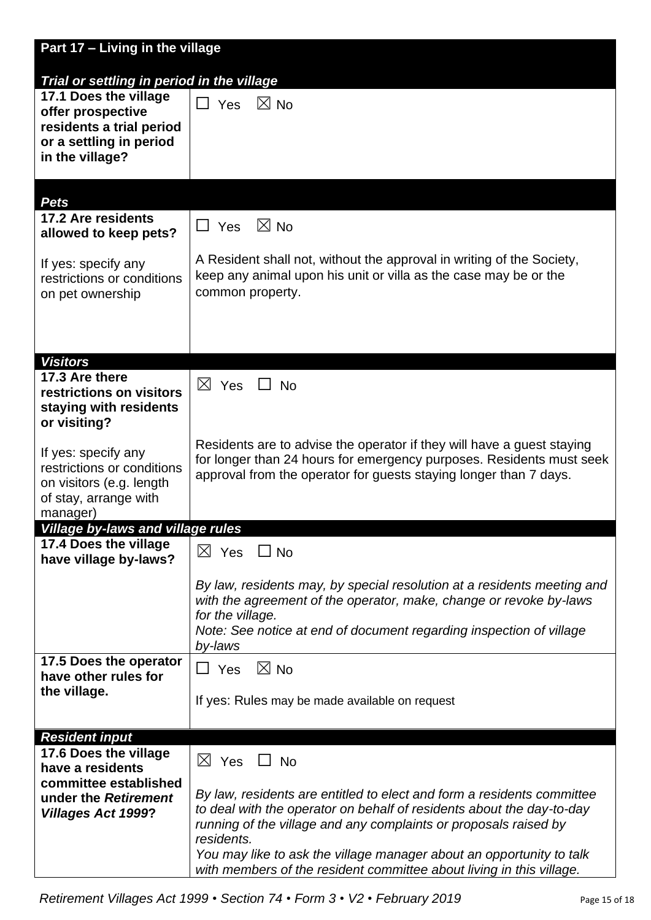| **Part 17 – Living in the village** | |
|---|---|
| ***Trial or settling in period in the village*** | |
| **17.1 Does the village offer prospective residents a trial period or a settling in period in the village?** | ☐ Yes ☒ No |
| ***Pets*** | |
| **17.2 Are residents allowed to keep pets?**<br><br>If yes: specify any restrictions or conditions on pet ownership | ☐ Yes ☒ No<br><br>A Resident shall not, without the approval in writing of the Society, keep any animal upon his unit or villa as the case may be or the common property. |
| ***Visitors*** | |
| **17.3 Are there restrictions on visitors staying with residents or visiting?**<br><br>If yes: specify any restrictions or conditions on visitors (e.g. length of stay, arrange with manager) | ☒ Yes ☐ No<br><br>Residents are to advise the operator if they will have a guest staying for longer than 24 hours for emergency purposes. Residents must seek approval from the operator for guests staying longer than 7 days. |
| ***Village by-laws and village rules*** | |
| **17.4 Does the village have village by-laws?** | ☒ Yes ☐ No<br><br>*By law, residents may, by special resolution at a residents meeting and with the agreement of the operator, make, change or revoke by-laws for the village.*<br>*Note: See notice at end of document regarding inspection of village by-laws* |
| **17.5 Does the operator have other rules for the village.** | ☐ Yes ☒ No<br><br>If yes: Rules may be made available on request |
| ***Resident input*** | |
| **17.6 Does the village have a residents committee established under the *Retirement Villages Act 1999*?** | ☒ Yes ☐ No<br><br>*By law, residents are entitled to elect and form a residents committee to deal with the operator on behalf of residents about the day-to-day running of the village and any complaints or proposals raised by residents.*<br>*You may like to ask the village manager about an opportunity to talk with members of the resident committee about living in this village.* |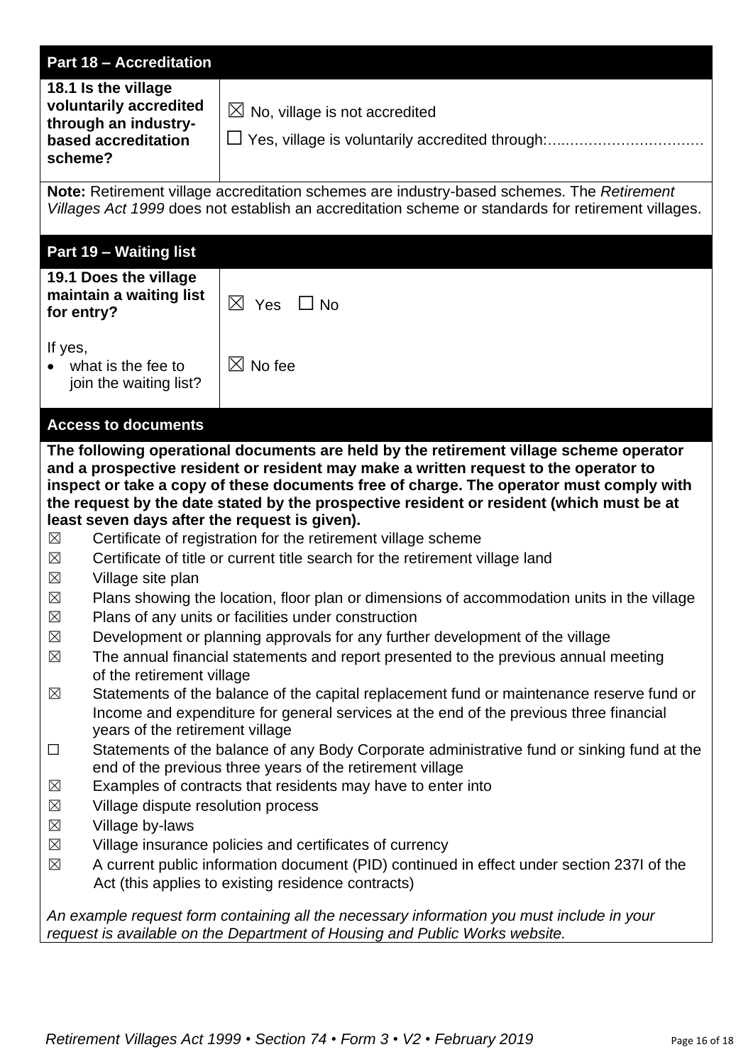## Part 18 – Accreditation

| 18.1 Is the village voluntarily accredited through an industry-based accreditation scheme? | ☒ No, village is not accredited<br>☐ Yes, village is voluntarily accredited through:………………………… |
|---|---|

**Note:** Retirement village accreditation schemes are industry-based schemes. The *Retirement Villages Act 1999* does not establish an accreditation scheme or standards for retirement villages.

## Part 19 – Waiting list

| 19.1 Does the village maintain a waiting list for entry? | ☒ Yes ☐ No |
|---|---|
| If yes,<br>• what is the fee to join the waiting list? | ☒ No fee |

## Access to documents

**The following operational documents are held by the retirement village scheme operator and a prospective resident or resident may make a written request to the operator to inspect or take a copy of these documents free of charge. The operator must comply with the request by the date stated by the prospective resident or resident (which must be at least seven days after the request is given).**

- ☒ Certificate of registration for the retirement village scheme
- ☒ Certificate of title or current title search for the retirement village land
- ☒ Village site plan
- ☒ Plans showing the location, floor plan or dimensions of accommodation units in the village
- ☒ Plans of any units or facilities under construction
- ☒ Development or planning approvals for any further development of the village
- ☒ The annual financial statements and report presented to the previous annual meeting of the retirement village
- ☒ Statements of the balance of the capital replacement fund or maintenance reserve fund or Income and expenditure for general services at the end of the previous three financial years of the retirement village
- ☐ Statements of the balance of any Body Corporate administrative fund or sinking fund at the end of the previous three years of the retirement village
- ☒ Examples of contracts that residents may have to enter into
- ☒ Village dispute resolution process
- ☒ Village by-laws
- ☒ Village insurance policies and certificates of currency
- ☒ A current public information document (PID) continued in effect under section 237I of the Act (this applies to existing residence contracts)

*An example request form containing all the necessary information you must include in your request is available on the Department of Housing and Public Works website.*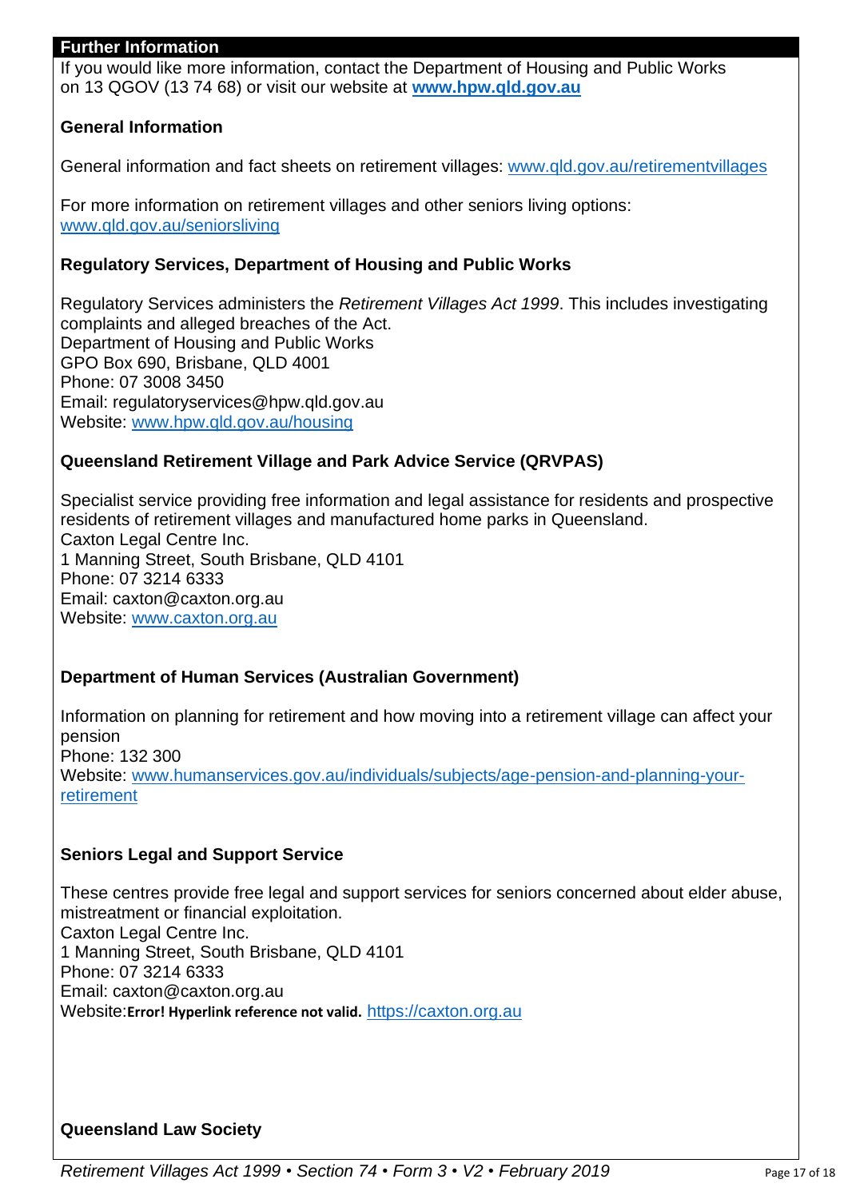## Further Information

If you would like more information, contact the Department of Housing and Public Works on 13 QGOV (13 74 68) or visit our website at **www.hpw.qld.gov.au**

### General Information

General information and fact sheets on retirement villages: www.qld.gov.au/retirementvillages

For more information on retirement villages and other seniors living options: www.qld.gov.au/seniorsliving

### Regulatory Services, Department of Housing and Public Works

Regulatory Services administers the *Retirement Villages Act 1999*. This includes investigating complaints and alleged breaches of the Act.
Department of Housing and Public Works
GPO Box 690, Brisbane, QLD 4001
Phone: 07 3008 3450
Email: regulatoryservices@hpw.qld.gov.au
Website: www.hpw.qld.gov.au/housing

### Queensland Retirement Village and Park Advice Service (QRVPAS)

Specialist service providing free information and legal assistance for residents and prospective residents of retirement villages and manufactured home parks in Queensland.
Caxton Legal Centre Inc.
1 Manning Street, South Brisbane, QLD 4101
Phone: 07 3214 6333
Email: caxton@caxton.org.au
Website: www.caxton.org.au

### Department of Human Services (Australian Government)

Information on planning for retirement and how moving into a retirement village can affect your pension
Phone: 132 300
Website: www.humanservices.gov.au/individuals/subjects/age-pension-and-planning-your-retirement

### Seniors Legal and Support Service

These centres provide free legal and support services for seniors concerned about elder abuse, mistreatment or financial exploitation.
Caxton Legal Centre Inc.
1 Manning Street, South Brisbane, QLD 4101
Phone: 07 3214 6333
Email: caxton@caxton.org.au
Website:**Error! Hyperlink reference not valid.** https://caxton.org.au

### Queensland Law Society

*Retirement Villages Act 1999 • Section 74 • Form 3 • V2 • February 2019*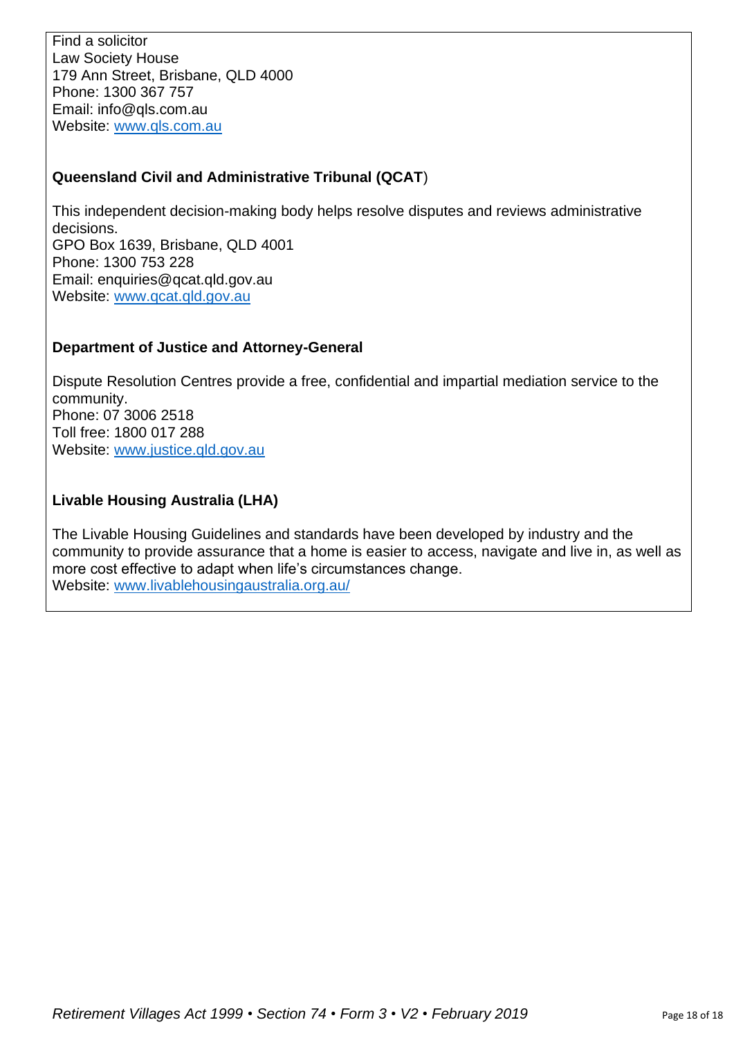Find a solicitor
Law Society House
179 Ann Street, Brisbane, QLD 4000
Phone: 1300 367 757
Email: info@qls.com.au
Website: www.qls.com.au

**Queensland Civil and Administrative Tribunal (QCAT)**

This independent decision-making body helps resolve disputes and reviews administrative decisions.
GPO Box 1639, Brisbane, QLD 4001
Phone: 1300 753 228
Email: enquiries@qcat.qld.gov.au
Website: www.qcat.qld.gov.au

**Department of Justice and Attorney-General**

Dispute Resolution Centres provide a free, confidential and impartial mediation service to the community.
Phone: 07 3006 2518
Toll free: 1800 017 288
Website: www.justice.qld.gov.au

**Livable Housing Australia (LHA)**

The Livable Housing Guidelines and standards have been developed by industry and the community to provide assurance that a home is easier to access, navigate and live in, as well as more cost effective to adapt when life's circumstances change.
Website: www.livablehousingaustralia.org.au/